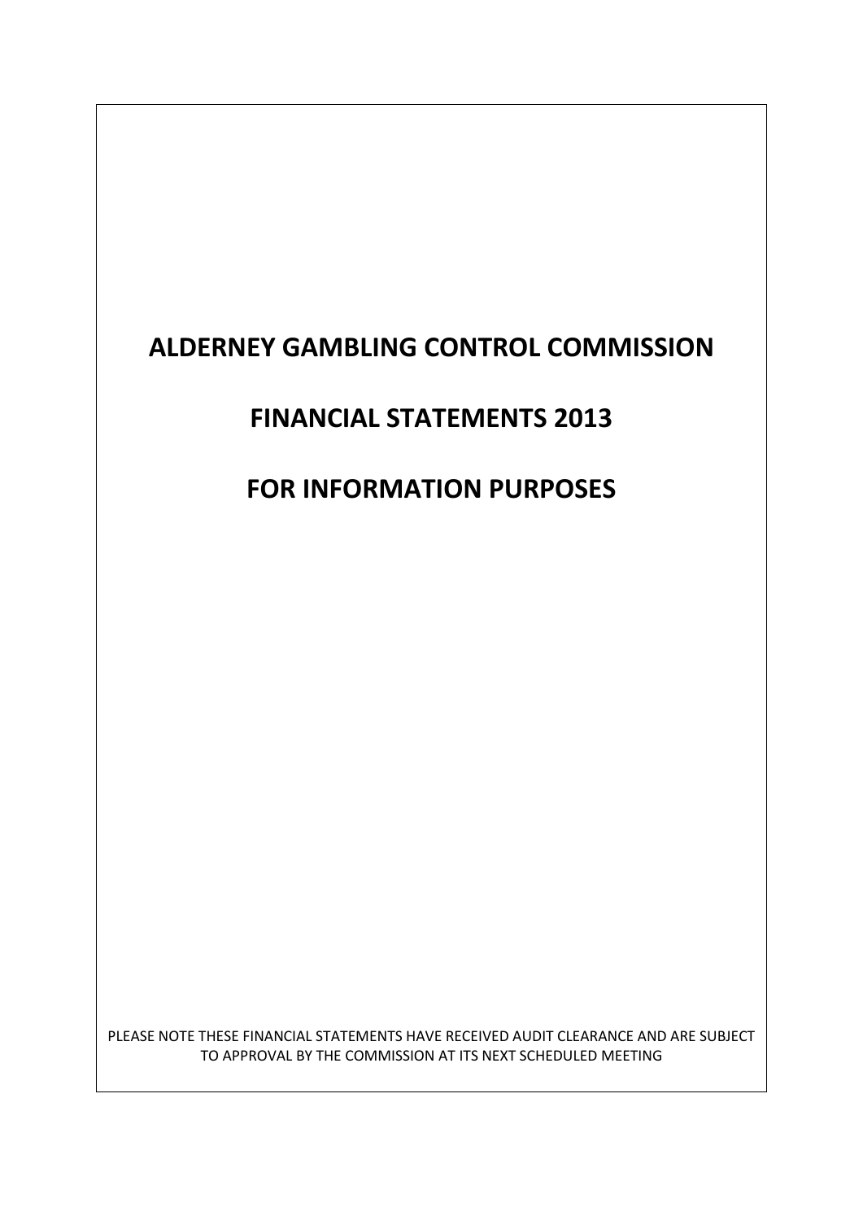# ALDERNEY GAMBLING CONTROL COMMISSION

# FINANCIAL STATEMENTS 2013

# FOR INFORMATION PURPOSES

PLEASE NOTE THESE FINANCIAL STATEMENTS HAVE RECEIVED AUDIT CLEARANCE AND ARE SUBJECT TO APPROVAL BY THE COMMISSION AT ITS NEXT SCHEDULED MEETING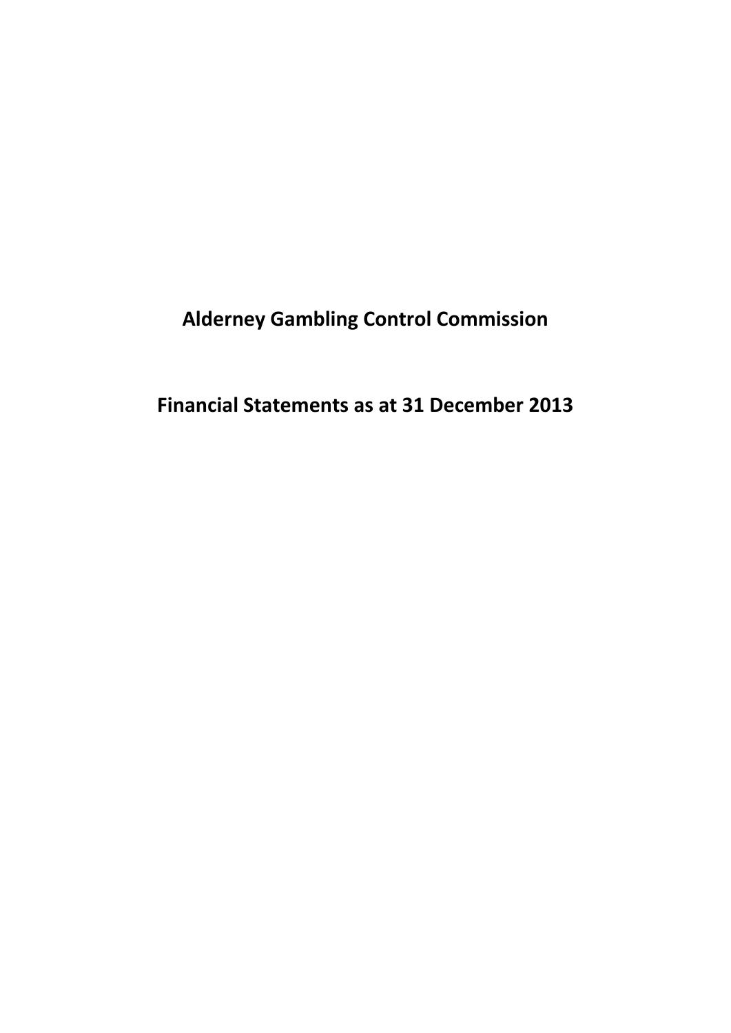# Alderney Gambling Control Commission

# Financial Statements as at 31 December 2013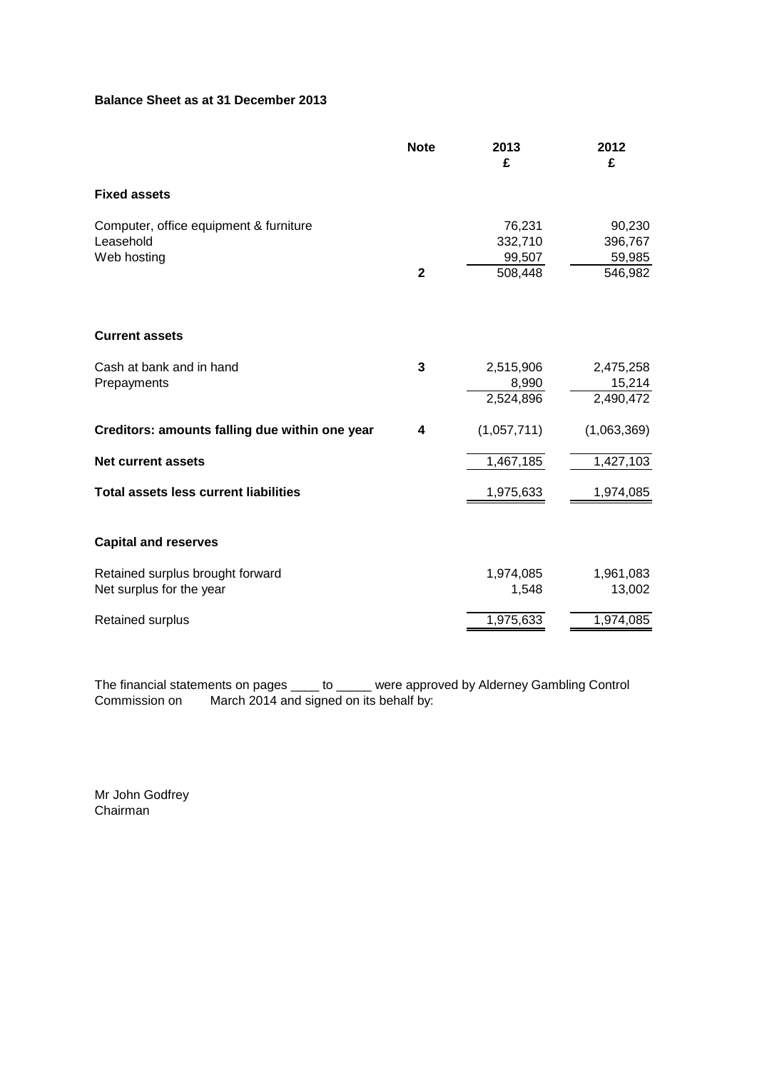**Balance Sheet as at 31 December 2013**

| | Note | 2013<br>£ | 2012<br>£ |
|---|---|---|---|
| **Fixed assets** | | | |
| Computer, office equipment & furniture | | 76,231 | 90,230 |
| Leasehold | | 332,710 | 396,767 |
| Web hosting | | 99,507 | 59,985 |
| | **2** | 508,448 | 546,982 |
| **Current assets** | | | |
| Cash at bank and in hand | **3** | 2,515,906 | 2,475,258 |
| Prepayments | | 8,990 | 15,214 |
| | | 2,524,896 | 2,490,472 |
| **Creditors: amounts falling due within one year** | **4** | (1,057,711) | (1,063,369) |
| **Net current assets** | | 1,467,185 | 1,427,103 |
| **Total assets less current liabilities** | | 1,975,633 | 1,974,085 |
| **Capital and reserves** | | | |
| Retained surplus brought forward | | 1,974,085 | 1,961,083 |
| Net surplus for the year | | 1,548 | 13,002 |
| Retained surplus | | 1,975,633 | 1,974,085 |

The financial statements on pages ____ to _____ were approved by Alderney Gambling Control Commission on March 2014 and signed on its behalf by:

Mr John Godfrey
Chairman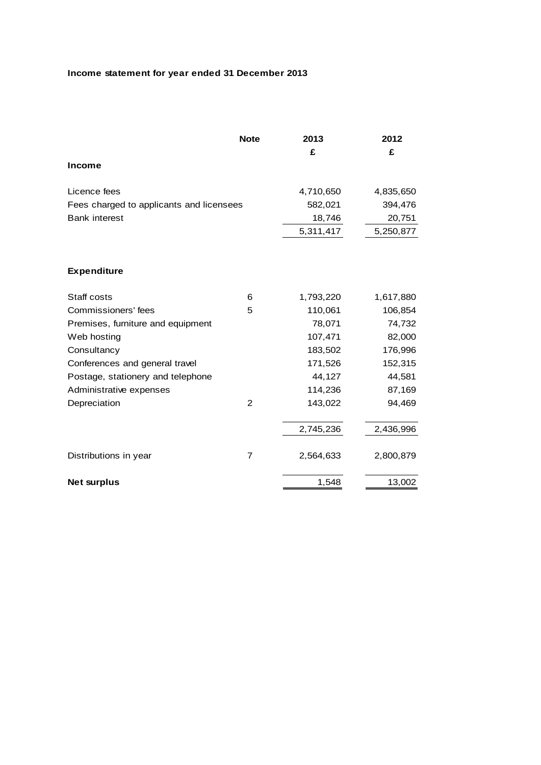**Income statement for year ended 31 December 2013**

| | Note | 2013 | 2012 |
|---|---|---|---|
| | | £ | £ |
| **Income** | | | |
| Licence fees | | 4,710,650 | 4,835,650 |
| Fees charged to applicants and licensees | | 582,021 | 394,476 |
| Bank interest | | 18,746 | 20,751 |
| | | 5,311,417 | 5,250,877 |
| **Expenditure** | | | |
| Staff costs | 6 | 1,793,220 | 1,617,880 |
| Commissioners' fees | 5 | 110,061 | 106,854 |
| Premises, furniture and equipment | | 78,071 | 74,732 |
| Web hosting | | 107,471 | 82,000 |
| Consultancy | | 183,502 | 176,996 |
| Conferences and general travel | | 171,526 | 152,315 |
| Postage, stationery and telephone | | 44,127 | 44,581 |
| Administrative expenses | | 114,236 | 87,169 |
| Depreciation | 2 | 143,022 | 94,469 |
| | | 2,745,236 | 2,436,996 |
| Distributions in year | 7 | 2,564,633 | 2,800,879 |
| **Net surplus** | | 1,548 | 13,002 |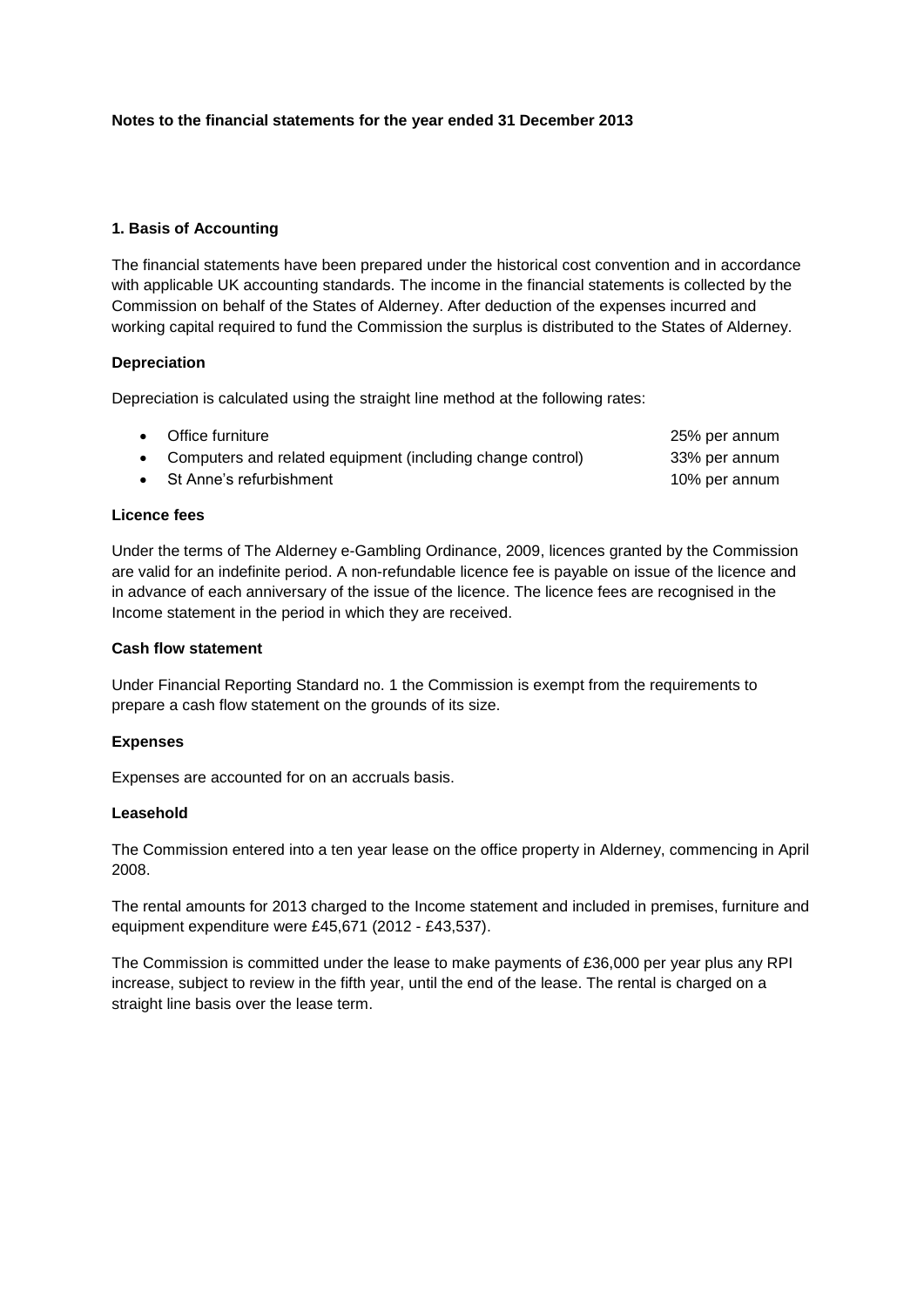**Notes to the financial statements for the year ended 31 December 2013**

**1. Basis of Accounting**

The financial statements have been prepared under the historical cost convention and in accordance with applicable UK accounting standards. The income in the financial statements is collected by the Commission on behalf of the States of Alderney. After deduction of the expenses incurred and working capital required to fund the Commission the surplus is distributed to the States of Alderney.

**Depreciation**

Depreciation is calculated using the straight line method at the following rates:

- Office furniture — 25% per annum
- Computers and related equipment (including change control) — 33% per annum
- St Anne's refurbishment — 10% per annum

**Licence fees**

Under the terms of The Alderney e-Gambling Ordinance, 2009, licences granted by the Commission are valid for an indefinite period. A non-refundable licence fee is payable on issue of the licence and in advance of each anniversary of the issue of the licence. The licence fees are recognised in the Income statement in the period in which they are received.

**Cash flow statement**

Under Financial Reporting Standard no. 1 the Commission is exempt from the requirements to prepare a cash flow statement on the grounds of its size.

**Expenses**

Expenses are accounted for on an accruals basis.

**Leasehold**

The Commission entered into a ten year lease on the office property in Alderney, commencing in April 2008.

The rental amounts for 2013 charged to the Income statement and included in premises, furniture and equipment expenditure were £45,671 (2012 - £43,537).

The Commission is committed under the lease to make payments of £36,000 per year plus any RPI increase, subject to review in the fifth year, until the end of the lease. The rental is charged on a straight line basis over the lease term.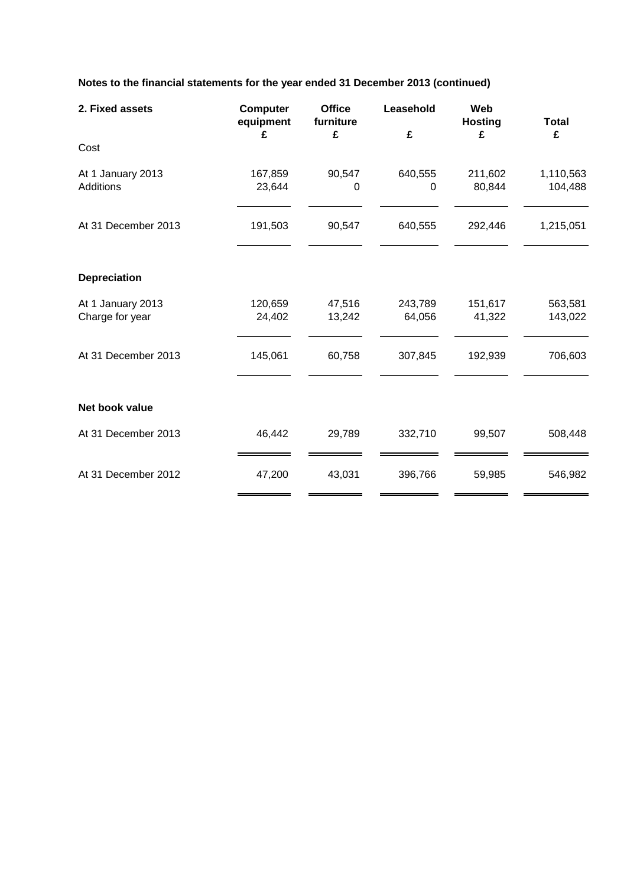**Notes to the financial statements for the year ended 31 December 2013 (continued)**

| 2. Fixed assets | Computer equipment £ | Office furniture £ | Leasehold £ | Web Hosting £ | Total £ |
|---|---|---|---|---|---|
| Cost | | | | | |
| At 1 January 2013 | 167,859 | 90,547 | 640,555 | 211,602 | 1,110,563 |
| Additions | 23,644 | 0 | 0 | 80,844 | 104,488 |
| At 31 December 2013 | 191,503 | 90,547 | 640,555 | 292,446 | 1,215,051 |
| **Depreciation** | | | | | |
| At 1 January 2013 | 120,659 | 47,516 | 243,789 | 151,617 | 563,581 |
| Charge for year | 24,402 | 13,242 | 64,056 | 41,322 | 143,022 |
| At 31 December 2013 | 145,061 | 60,758 | 307,845 | 192,939 | 706,603 |
| **Net book value** | | | | | |
| At 31 December 2013 | 46,442 | 29,789 | 332,710 | 99,507 | 508,448 |
| At 31 December 2012 | 47,200 | 43,031 | 396,766 | 59,985 | 546,982 |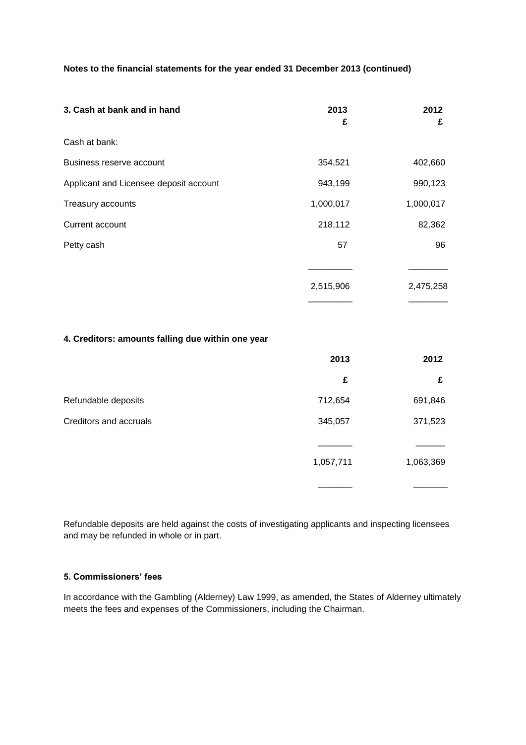**Notes to the financial statements for the year ended 31 December 2013 (continued)**

| **3. Cash at bank and in hand** | **2013**<br>**£** | **2012**<br>**£** |
|---|---|---|
| Cash at bank: | | |
| Business reserve account | 354,521 | 402,660 |
| Applicant and Licensee deposit account | 943,199 | 990,123 |
| Treasury accounts | 1,000,017 | 1,000,017 |
| Current account | 218,112 | 82,362 |
| Petty cash | 57 | 96 |
| | 2,515,906 | 2,475,258 |

**4. Creditors: amounts falling due within one year**

| | **2013** | **2012** |
|---|---|---|
| | **£** | **£** |
| Refundable deposits | 712,654 | 691,846 |
| Creditors and accruals | 345,057 | 371,523 |
| | 1,057,711 | 1,063,369 |

Refundable deposits are held against the costs of investigating applicants and inspecting licensees and may be refunded in whole or in part.

**5. Commissioners' fees**

In accordance with the Gambling (Alderney) Law 1999, as amended, the States of Alderney ultimately meets the fees and expenses of the Commissioners, including the Chairman.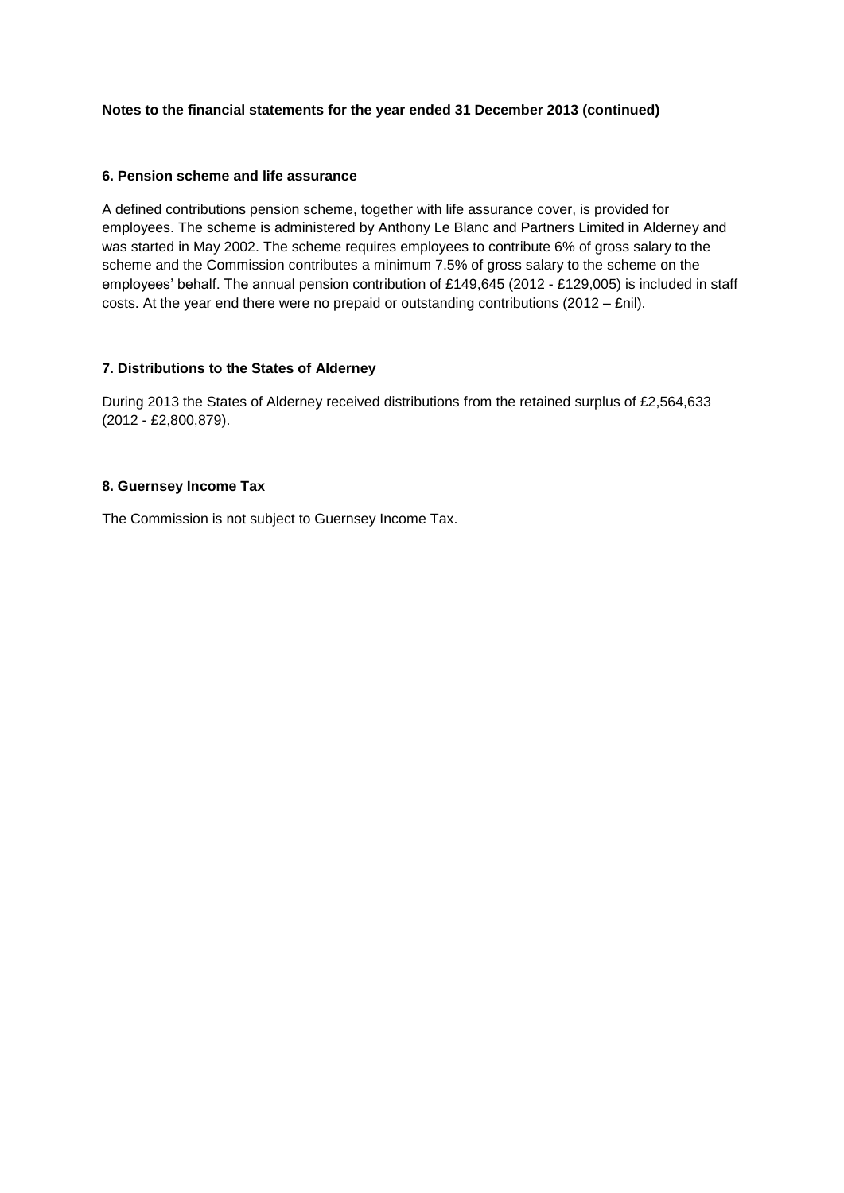**Notes to the financial statements for the year ended 31 December 2013 (continued)**

### 6. Pension scheme and life assurance

A defined contributions pension scheme, together with life assurance cover, is provided for employees. The scheme is administered by Anthony Le Blanc and Partners Limited in Alderney and was started in May 2002. The scheme requires employees to contribute 6% of gross salary to the scheme and the Commission contributes a minimum 7.5% of gross salary to the scheme on the employees' behalf. The annual pension contribution of £149,645 (2012 - £129,005) is included in staff costs. At the year end there were no prepaid or outstanding contributions (2012 – £nil).

### 7. Distributions to the States of Alderney

During 2013 the States of Alderney received distributions from the retained surplus of £2,564,633 (2012 - £2,800,879).

### 8. Guernsey Income Tax

The Commission is not subject to Guernsey Income Tax.